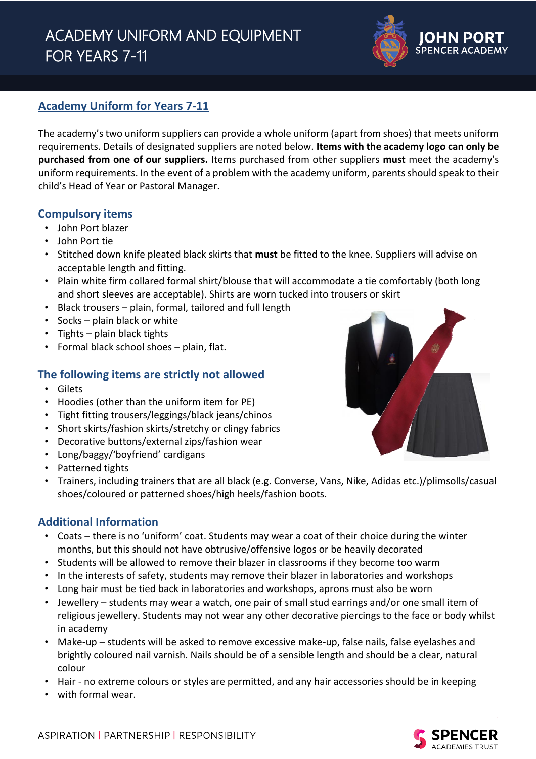# ACADEMY UNIFORM AND EQUIPMENT FOR YEARS 7-11

## Academy Uniform for Years 7-11

The academy's two uniform suppliers can provide a whole uniform (apart from shoes) that meets uniform requirements. Details of designated suppliers are noted below. **Items with the academy logo can only be purchased from one of our suppliers.** Items purchased from other suppliers **must** meet the academy's uniform requirements. In the event of a problem with the academy uniform, parents should speak to their child's Head of Year or Pastoral Manager.

### Compulsory items

- John Port blazer
- John Port tie
- Stitched down knife pleated black skirts that **must** be fitted to the knee. Suppliers will advise on acceptable length and fitting.
- Plain white firm collared formal shirt/blouse that will accommodate a tie comfortably (both long and short sleeves are acceptable). Shirts are worn tucked into trousers or skirt
- Black trousers – plain, formal, tailored and full length
- Socks – plain black or white
- Tights – plain black tights
- Formal black school shoes – plain, flat.

### The following items are strictly not allowed

- Gilets
- Hoodies (other than the uniform item for PE)
- Tight fitting trousers/leggings/black jeans/chinos
- Short skirts/fashion skirts/stretchy or clingy fabrics
- Decorative buttons/external zips/fashion wear
- Long/baggy/'boyfriend' cardigans
- Patterned tights
- Trainers, including trainers that are all black (e.g. Converse, Vans, Nike, Adidas etc.)/plimsolls/casual shoes/coloured or patterned shoes/high heels/fashion boots.

### Additional Information

- Coats – there is no 'uniform' coat. Students may wear a coat of their choice during the winter months, but this should not have obtrusive/offensive logos or be heavily decorated
- Students will be allowed to remove their blazer in classrooms if they become too warm
- In the interests of safety, students may remove their blazer in laboratories and workshops
- Long hair must be tied back in laboratories and workshops, aprons must also be worn
- Jewellery – students may wear a watch, one pair of small stud earrings and/or one small item of religious jewellery. Students may not wear any other decorative piercings to the face or body whilst in academy
- Make-up – students will be asked to remove excessive make-up, false nails, false eyelashes and brightly coloured nail varnish. Nails should be of a sensible length and should be a clear, natural colour
- Hair - no extreme colours or styles are permitted, and any hair accessories should be in keeping
- with formal wear.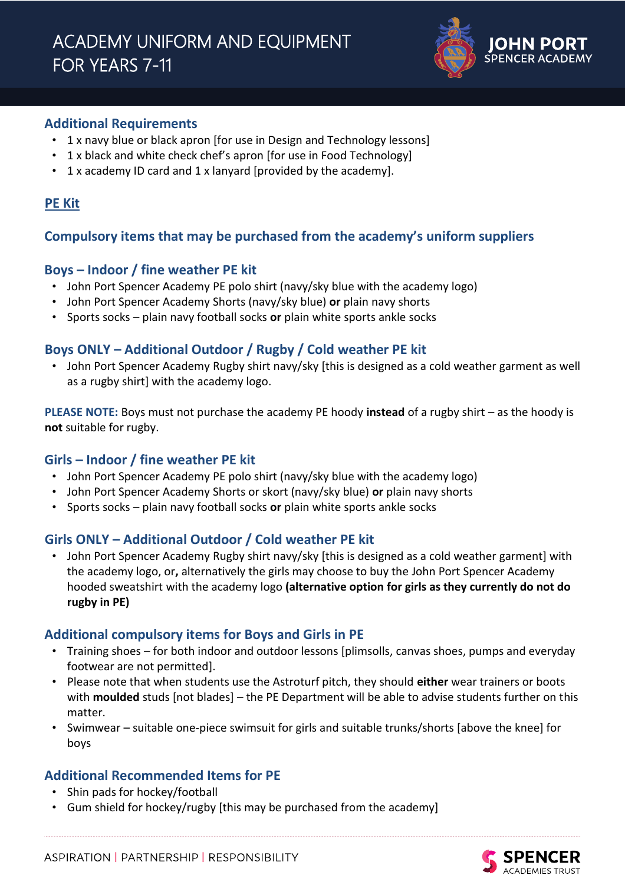## Additional Requirements

- 1 x navy blue or black apron [for use in Design and Technology lessons]
- 1 x black and white check chef's apron [for use in Food Technology]
- 1 x academy ID card and 1 x lanyard [provided by the academy].

## PE Kit

## Compulsory items that may be purchased from the academy's uniform suppliers

### Boys – Indoor / fine weather PE kit

- John Port Spencer Academy PE polo shirt (navy/sky blue with the academy logo)
- John Port Spencer Academy Shorts (navy/sky blue) **or** plain navy shorts
- Sports socks – plain navy football socks **or** plain white sports ankle socks

### Boys ONLY – Additional Outdoor / Rugby / Cold weather PE kit

- John Port Spencer Academy Rugby shirt navy/sky [this is designed as a cold weather garment as well as a rugby shirt] with the academy logo.

**PLEASE NOTE:** Boys must not purchase the academy PE hoody **instead** of a rugby shirt – as the hoody is **not** suitable for rugby.

### Girls – Indoor / fine weather PE kit

- John Port Spencer Academy PE polo shirt (navy/sky blue with the academy logo)
- John Port Spencer Academy Shorts or skort (navy/sky blue) **or** plain navy shorts
- Sports socks – plain navy football socks **or** plain white sports ankle socks

### Girls ONLY – Additional Outdoor / Cold weather PE kit

- John Port Spencer Academy Rugby shirt navy/sky [this is designed as a cold weather garment] with the academy logo, or**,** alternatively the girls may choose to buy the John Port Spencer Academy hooded sweatshirt with the academy logo **(alternative option for girls as they currently do not do rugby in PE)**

### Additional compulsory items for Boys and Girls in PE

- Training shoes – for both indoor and outdoor lessons [plimsolls, canvas shoes, pumps and everyday footwear are not permitted].
- Please note that when students use the Astroturf pitch, they should **either** wear trainers or boots with **moulded** studs [not blades] – the PE Department will be able to advise students further on this matter.
- Swimwear – suitable one-piece swimsuit for girls and suitable trunks/shorts [above the knee] for boys

### Additional Recommended Items for PE

- Shin pads for hockey/football
- Gum shield for hockey/rugby [this may be purchased from the academy]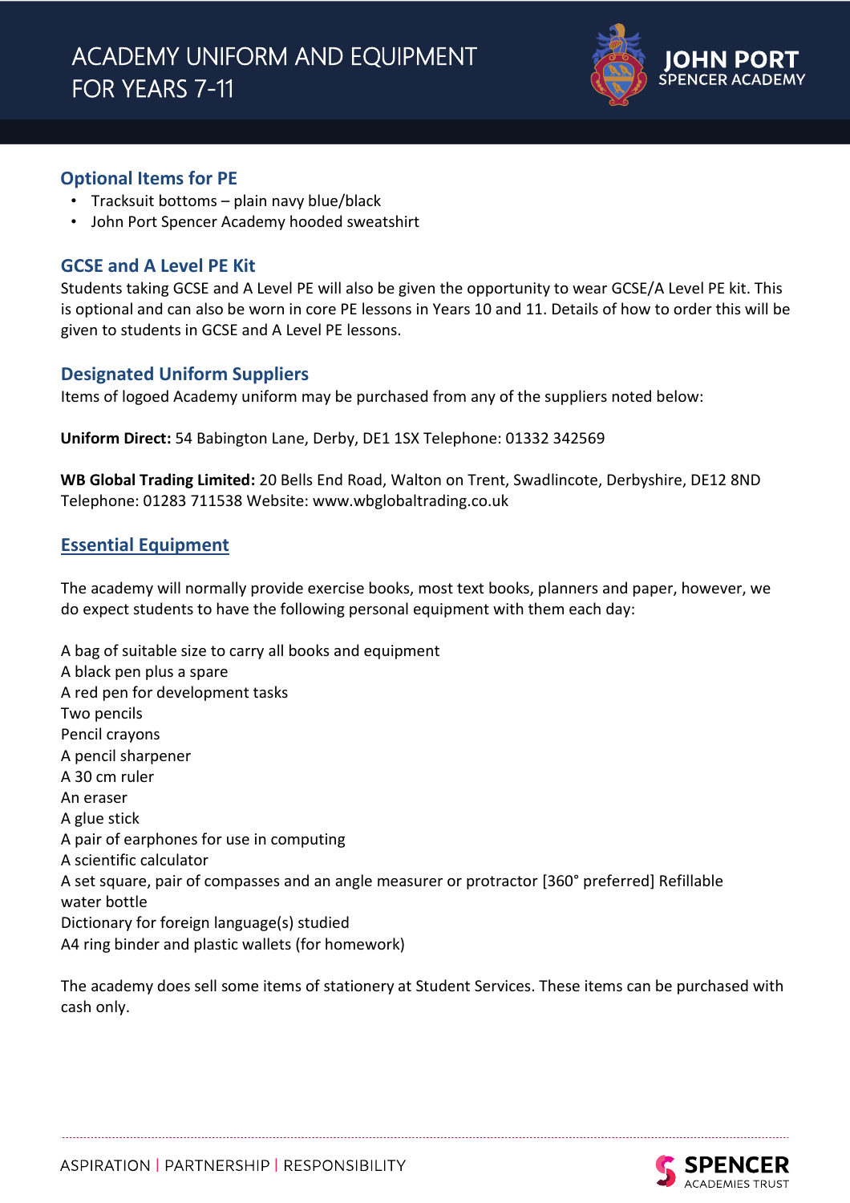## Optional Items for PE

- Tracksuit bottoms – plain navy blue/black
- John Port Spencer Academy hooded sweatshirt

## GCSE and A Level PE Kit

Students taking GCSE and A Level PE will also be given the opportunity to wear GCSE/A Level PE kit. This is optional and can also be worn in core PE lessons in Years 10 and 11. Details of how to order this will be given to students in GCSE and A Level PE lessons.

## Designated Uniform Suppliers

Items of logoed Academy uniform may be purchased from any of the suppliers noted below:

**Uniform Direct:** 54 Babington Lane, Derby, DE1 1SX Telephone: 01332 342569

**WB Global Trading Limited:** 20 Bells End Road, Walton on Trent, Swadlincote, Derbyshire, DE12 8ND Telephone: 01283 711538 Website: www.wbglobaltrading.co.uk

## Essential Equipment

The academy will normally provide exercise books, most text books, planners and paper, however, we do expect students to have the following personal equipment with them each day:

A bag of suitable size to carry all books and equipment
A black pen plus a spare
A red pen for development tasks
Two pencils
Pencil crayons
A pencil sharpener
A 30 cm ruler
An eraser
A glue stick
A pair of earphones for use in computing
A scientific calculator
A set square, pair of compasses and an angle measurer or protractor [360° preferred] Refillable water bottle
Dictionary for foreign language(s) studied
A4 ring binder and plastic wallets (for homework)

The academy does sell some items of stationery at Student Services. These items can be purchased with cash only.